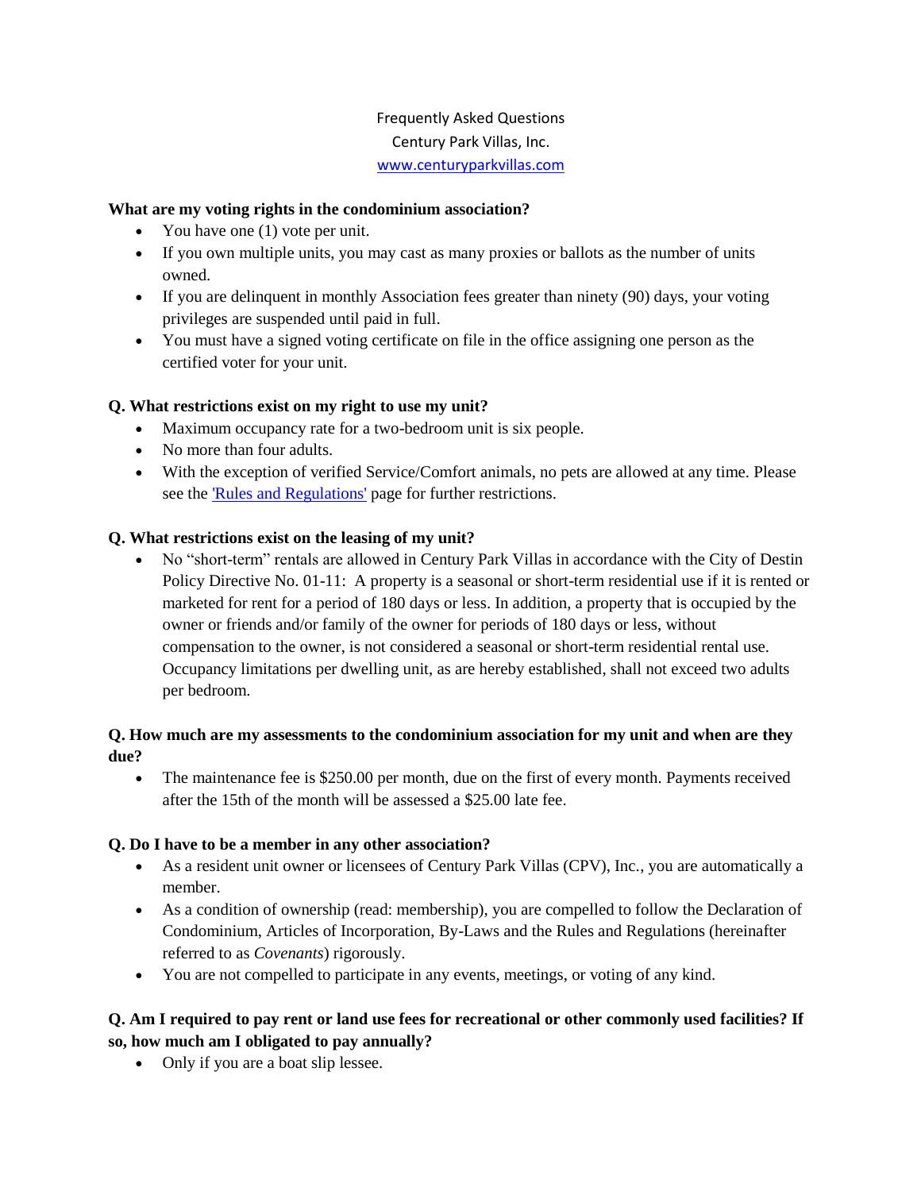Frequently Asked Questions

Century Park Villas, Inc.

[www.centuryparkvillas.com](http://www.centuryparkvillas.com)

**What are my voting rights in the condominium association?**

- You have one (1) vote per unit.
- If you own multiple units, you may cast as many proxies or ballots as the number of units owned.
- If you are delinquent in monthly Association fees greater than ninety (90) days, your voting privileges are suspended until paid in full.
- You must have a signed voting certificate on file in the office assigning one person as the certified voter for your unit.

**Q. What restrictions exist on my right to use my unit?**

- Maximum occupancy rate for a two-bedroom unit is six people.
- No more than four adults.
- With the exception of verified Service/Comfort animals, no pets are allowed at any time. Please see the ['Rules and Regulations'] page for further restrictions.

**Q. What restrictions exist on the leasing of my unit?**

- No "short-term" rentals are allowed in Century Park Villas in accordance with the City of Destin Policy Directive No. 01-11: A property is a seasonal or short-term residential use if it is rented or marketed for rent for a period of 180 days or less. In addition, a property that is occupied by the owner or friends and/or family of the owner for periods of 180 days or less, without compensation to the owner, is not considered a seasonal or short-term residential rental use. Occupancy limitations per dwelling unit, as are hereby established, shall not exceed two adults per bedroom.

**Q. How much are my assessments to the condominium association for my unit and when are they due?**

- The maintenance fee is $250.00 per month, due on the first of every month. Payments received after the 15th of the month will be assessed a $25.00 late fee.

**Q. Do I have to be a member in any other association?**

- As a resident unit owner or licensees of Century Park Villas (CPV), Inc., you are automatically a member.
- As a condition of ownership (read: membership), you are compelled to follow the Declaration of Condominium, Articles of Incorporation, By-Laws and the Rules and Regulations (hereinafter referred to as *Covenants*) rigorously.
- You are not compelled to participate in any events, meetings, or voting of any kind.

**Q. Am I required to pay rent or land use fees for recreational or other commonly used facilities? If so, how much am I obligated to pay annually?**

- Only if you are a boat slip lessee.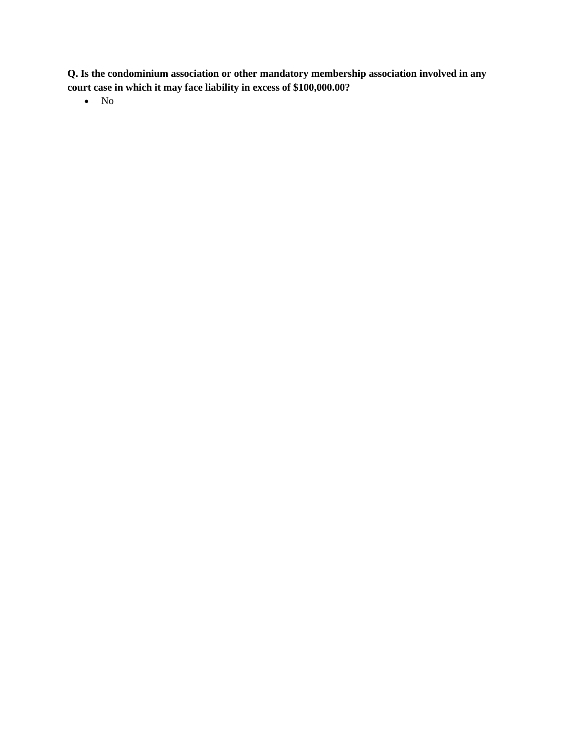**Q. Is the condominium association or other mandatory membership association involved in any court case in which it may face liability in excess of $100,000.00?**

- No